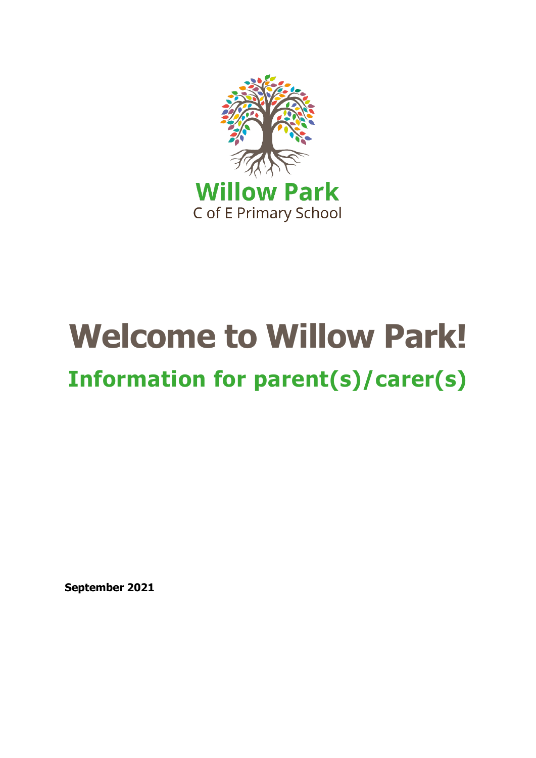Willow Park

C of E Primary School

# Welcome to Willow Park!

## Information for parent(s)/carer(s)

**September 2021**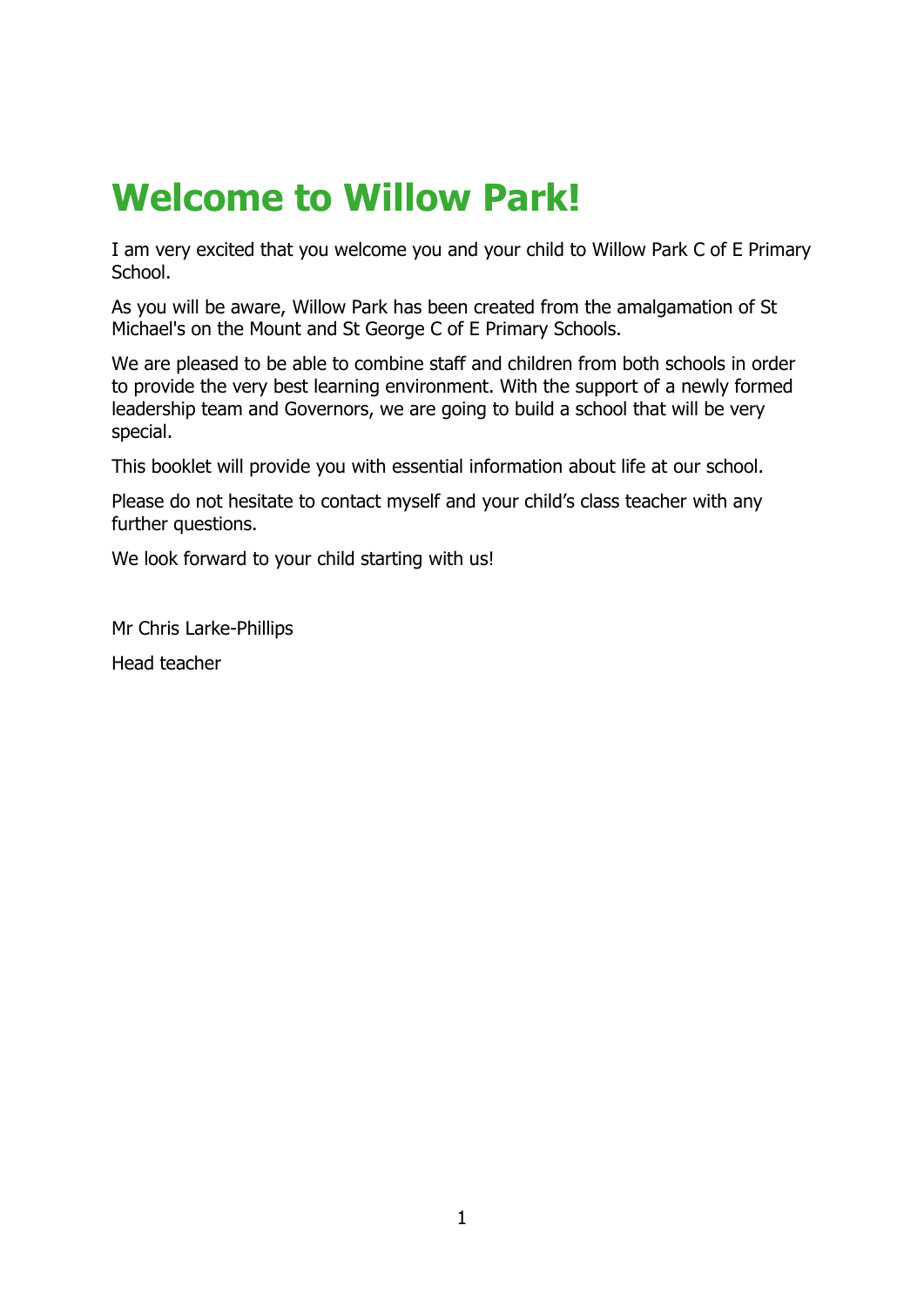# Welcome to Willow Park!

I am very excited that you welcome you and your child to Willow Park C of E Primary School.

As you will be aware, Willow Park has been created from the amalgamation of St Michael's on the Mount and St George C of E Primary Schools.

We are pleased to be able to combine staff and children from both schools in order to provide the very best learning environment. With the support of a newly formed leadership team and Governors, we are going to build a school that will be very special.

This booklet will provide you with essential information about life at our school.

Please do not hesitate to contact myself and your child's class teacher with any further questions.

We look forward to your child starting with us!

Mr Chris Larke-Phillips

Head teacher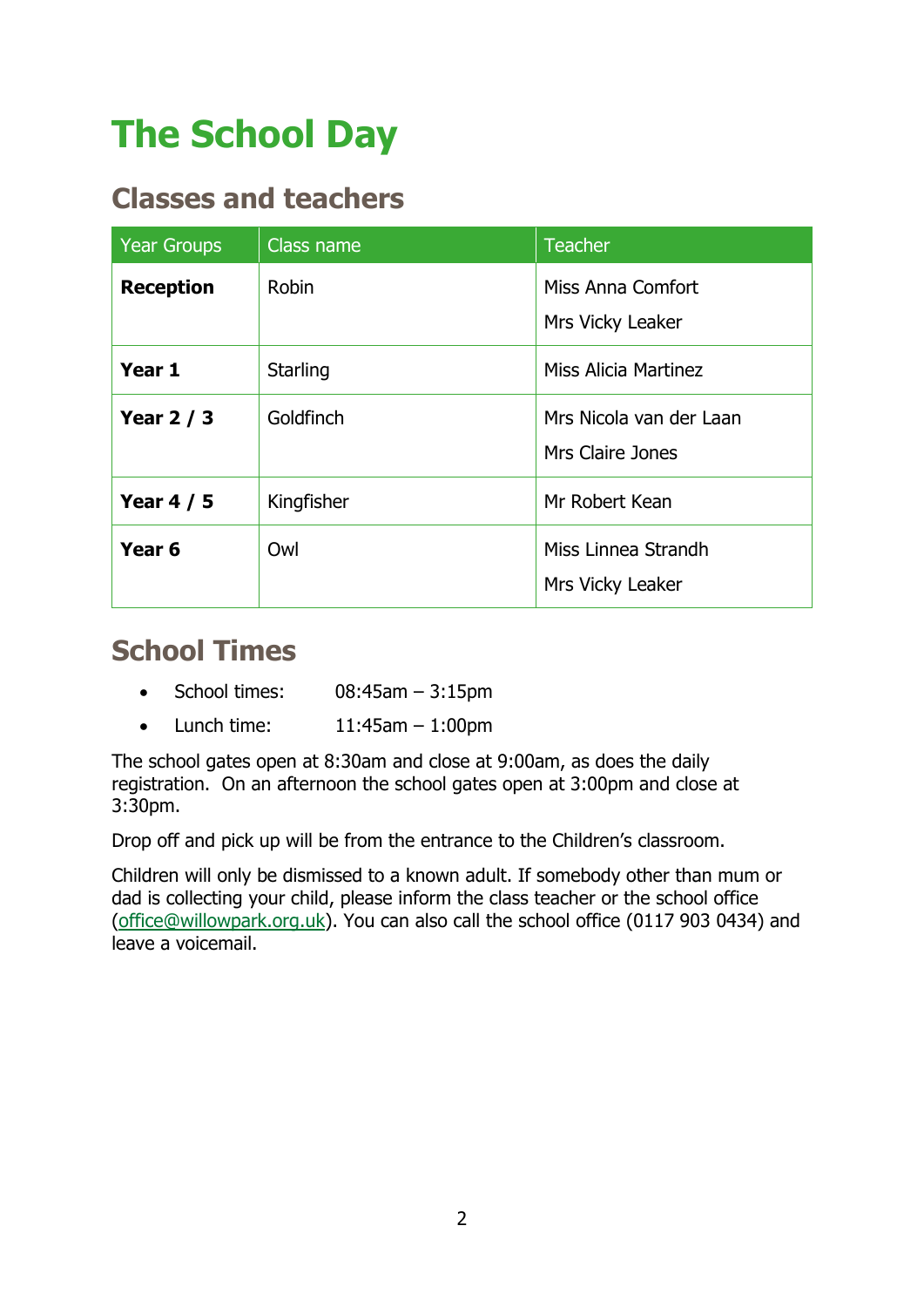# The School Day

## Classes and teachers

| Year Groups | Class name | Teacher |
|---|---|---|
| **Reception** | Robin | Miss Anna Comfort<br>Mrs Vicky Leaker |
| **Year 1** | Starling | Miss Alicia Martinez |
| **Year 2 / 3** | Goldfinch | Mrs Nicola van der Laan<br>Mrs Claire Jones |
| **Year 4 / 5** | Kingfisher | Mr Robert Kean |
| **Year 6** | Owl | Miss Linnea Strandh<br>Mrs Vicky Leaker |

## School Times

- School times: 08:45am – 3:15pm
- Lunch time: 11:45am – 1:00pm

The school gates open at 8:30am and close at 9:00am, as does the daily registration. On an afternoon the school gates open at 3:00pm and close at 3:30pm.

Drop off and pick up will be from the entrance to the Children's classroom.

Children will only be dismissed to a known adult. If somebody other than mum or dad is collecting your child, please inform the class teacher or the school office (office@willowpark.org.uk). You can also call the school office (0117 903 0434) and leave a voicemail.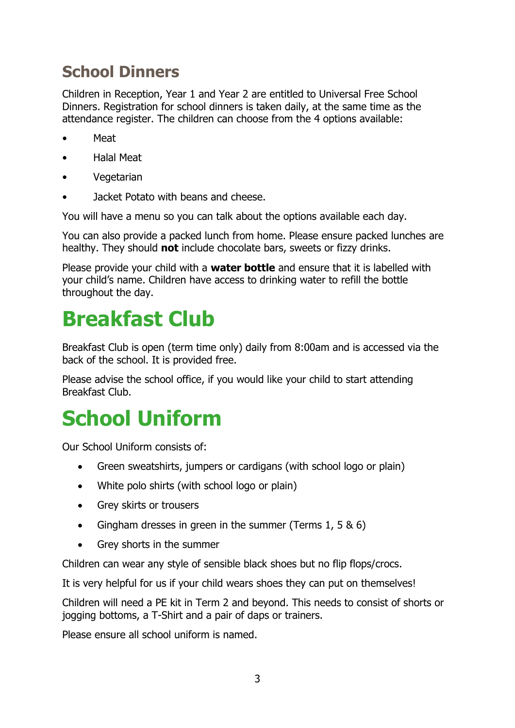## School Dinners

Children in Reception, Year 1 and Year 2 are entitled to Universal Free School Dinners. Registration for school dinners is taken daily, at the same time as the attendance register. The children can choose from the 4 options available:

- Meat
- Halal Meat
- Vegetarian
- Jacket Potato with beans and cheese.

You will have a menu so you can talk about the options available each day.

You can also provide a packed lunch from home. Please ensure packed lunches are healthy. They should **not** include chocolate bars, sweets or fizzy drinks.

Please provide your child with a **water bottle** and ensure that it is labelled with your child's name. Children have access to drinking water to refill the bottle throughout the day.

# Breakfast Club

Breakfast Club is open (term time only) daily from 8:00am and is accessed via the back of the school. It is provided free.

Please advise the school office, if you would like your child to start attending Breakfast Club.

# School Uniform

Our School Uniform consists of:

- Green sweatshirts, jumpers or cardigans (with school logo or plain)
- White polo shirts (with school logo or plain)
- Grey skirts or trousers
- Gingham dresses in green in the summer (Terms 1, 5 & 6)
- Grey shorts in the summer

Children can wear any style of sensible black shoes but no flip flops/crocs.

It is very helpful for us if your child wears shoes they can put on themselves!

Children will need a PE kit in Term 2 and beyond. This needs to consist of shorts or jogging bottoms, a T-Shirt and a pair of daps or trainers.

Please ensure all school uniform is named.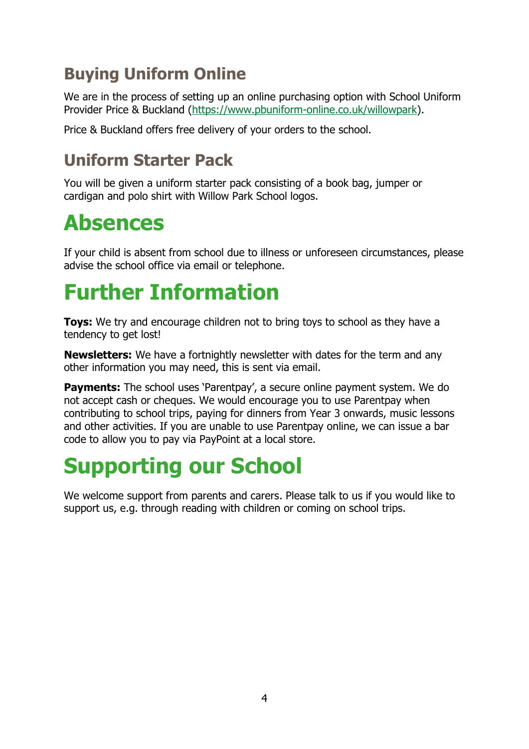## Buying Uniform Online

We are in the process of setting up an online purchasing option with School Uniform Provider Price & Buckland (https://www.pbuniform-online.co.uk/willowpark).

Price & Buckland offers free delivery of your orders to the school.

## Uniform Starter Pack

You will be given a uniform starter pack consisting of a book bag, jumper or cardigan and polo shirt with Willow Park School logos.

# Absences

If your child is absent from school due to illness or unforeseen circumstances, please advise the school office via email or telephone.

# Further Information

**Toys:** We try and encourage children not to bring toys to school as they have a tendency to get lost!

**Newsletters:** We have a fortnightly newsletter with dates for the term and any other information you may need, this is sent via email.

**Payments:** The school uses 'Parentpay', a secure online payment system. We do not accept cash or cheques. We would encourage you to use Parentpay when contributing to school trips, paying for dinners from Year 3 onwards, music lessons and other activities. If you are unable to use Parentpay online, we can issue a bar code to allow you to pay via PayPoint at a local store.

# Supporting our School

We welcome support from parents and carers. Please talk to us if you would like to support us, e.g. through reading with children or coming on school trips.